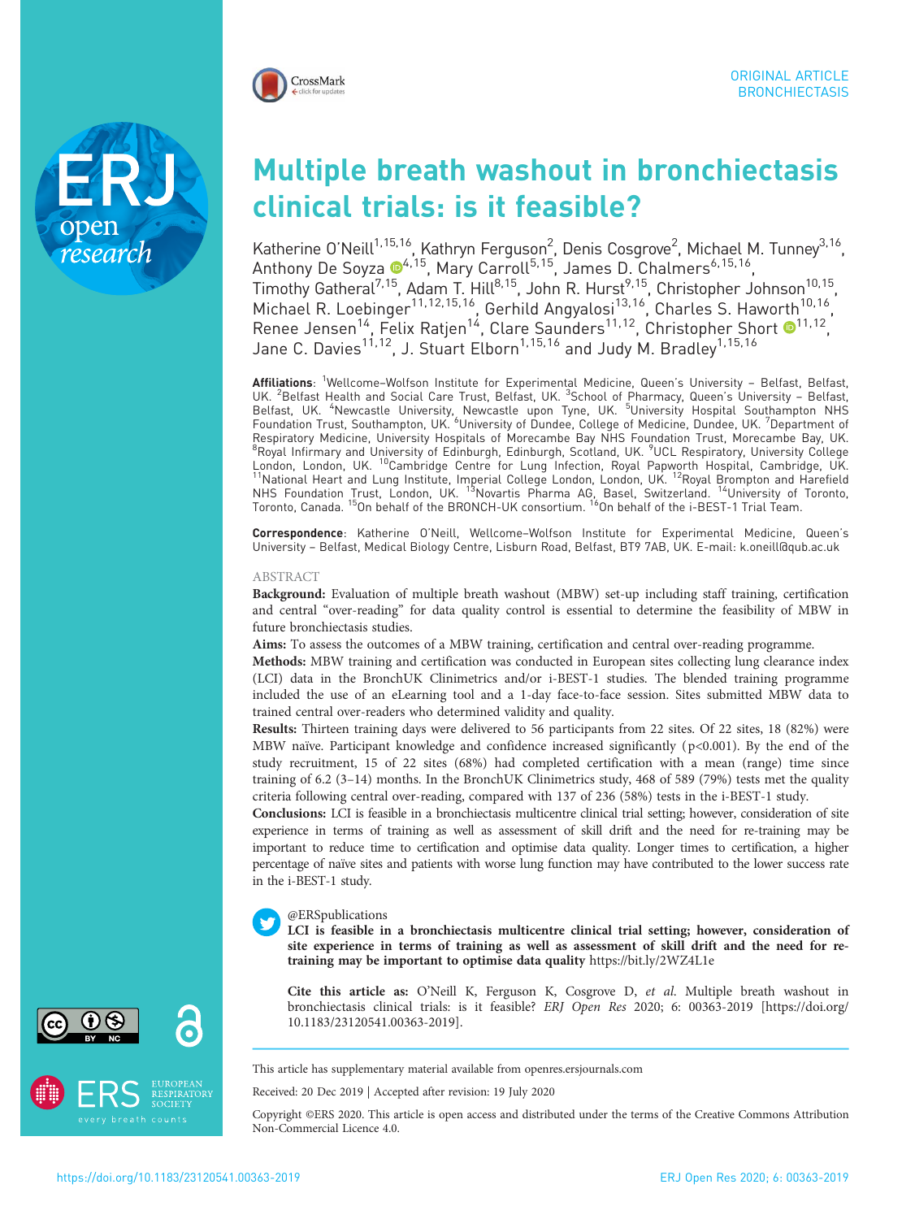ORIGINAL ARTICLE
BRONCHIECTASIS

# Multiple breath washout in bronchiectasis clinical trials: is it feasible?

Katherine O'Neill[1,15,16], Kathryn Ferguson[2], Denis Cosgrove[2], Michael M. Tunney[3,16], Anthony De Soyza[4,15], Mary Carroll[5,15], James D. Chalmers[6,15,16], Timothy Gatheral[7,15], Adam T. Hill[8,15], John R. Hurst[9,15], Christopher Johnson[10,15], Michael R. Loebinger[11,12,15,16], Gerhild Angyalosi[13,16], Charles S. Haworth[10,16], Renee Jensen[14], Felix Ratjen[14], Clare Saunders[11,12], Christopher Short[11,12], Jane C. Davies[11,12], J. Stuart Elborn[1,15,16] and Judy M. Bradley[1,15,16]

**Affiliations**: [1]Wellcome–Wolfson Institute for Experimental Medicine, Queen's University – Belfast, Belfast, UK. [2]Belfast Health and Social Care Trust, Belfast, UK. [3]School of Pharmacy, Queen's University – Belfast, Belfast, UK. [4]Newcastle University, Newcastle upon Tyne, UK. [5]University Hospital Southampton NHS Foundation Trust, Southampton, UK. [6]University of Dundee, College of Medicine, Dundee, UK. [7]Department of Respiratory Medicine, University Hospitals of Morecambe Bay NHS Foundation Trust, Morecambe Bay, UK. [8]Royal Infirmary and University of Edinburgh, Edinburgh, Scotland, UK. [9]UCL Respiratory, University College London, London, UK. [10]Cambridge Centre for Lung Infection, Royal Papworth Hospital, Cambridge, UK. [11]National Heart and Lung Institute, Imperial College London, London, UK. [12]Royal Brompton and Harefield NHS Foundation Trust, London, UK. [13]Novartis Pharma AG, Basel, Switzerland. [14]University of Toronto, Toronto, Canada. [15]On behalf of the BRONCH-UK consortium. [16]On behalf of the i-BEST-1 Trial Team.

**Correspondence**: Katherine O'Neill, Wellcome–Wolfson Institute for Experimental Medicine, Queen's University – Belfast, Medical Biology Centre, Lisburn Road, Belfast, BT9 7AB, UK. E-mail: k.oneill@qub.ac.uk

## ABSTRACT

**Background:** Evaluation of multiple breath washout (MBW) set-up including staff training, certification and central "over-reading" for data quality control is essential to determine the feasibility of MBW in future bronchiectasis studies.

**Aims:** To assess the outcomes of a MBW training, certification and central over-reading programme.

**Methods:** MBW training and certification was conducted in European sites collecting lung clearance index (LCI) data in the BronchUK Clinimetrics and/or i-BEST-1 studies. The blended training programme included the use of an eLearning tool and a 1-day face-to-face session. Sites submitted MBW data to trained central over-readers who determined validity and quality.

**Results:** Thirteen training days were delivered to 56 participants from 22 sites. Of 22 sites, 18 (82%) were MBW naïve. Participant knowledge and confidence increased significantly ($p<0.001$). By the end of the study recruitment, 15 of 22 sites (68%) had completed certification with a mean (range) time since training of 6.2 (3–14) months. In the BronchUK Clinimetrics study, 468 of 589 (79%) tests met the quality criteria following central over-reading, compared with 137 of 236 (58%) tests in the i-BEST-1 study.

**Conclusions:** LCI is feasible in a bronchiectasis multicentre clinical trial setting; however, consideration of site experience in terms of training as well as assessment of skill drift and the need for re-training may be important to reduce time to certification and optimise data quality. Longer times to certification, a higher percentage of naïve sites and patients with worse lung function may have contributed to the lower success rate in the i-BEST-1 study.

@ERSpublications
**LCI is feasible in a bronchiectasis multicentre clinical trial setting; however, consideration of site experience in terms of training as well as assessment of skill drift and the need for re-training may be important to optimise data quality** https://bit.ly/2WZ4L1e

**Cite this article as:** O'Neill K, Ferguson K, Cosgrove D, *et al.* Multiple breath washout in bronchiectasis clinical trials: is it feasible? *ERJ Open Res* 2020; 6: 00363-2019 [https://doi.org/10.1183/23120541.00363-2019].

This article has supplementary material available from openres.ersjournals.com

Received: 20 Dec 2019 | Accepted after revision: 19 July 2020

Copyright ©ERS 2020. This article is open access and distributed under the terms of the Creative Commons Attribution Non-Commercial Licence 4.0.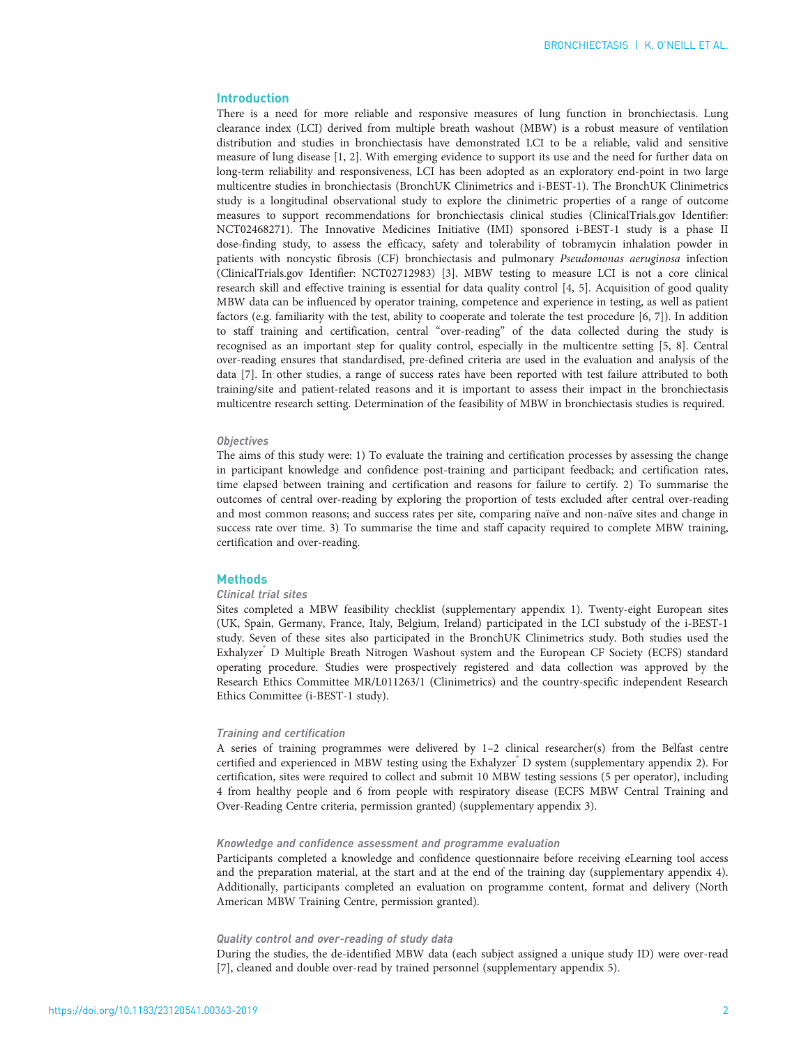## Introduction

There is a need for more reliable and responsive measures of lung function in bronchiectasis. Lung clearance index (LCI) derived from multiple breath washout (MBW) is a robust measure of ventilation distribution and studies in bronchiectasis have demonstrated LCI to be a reliable, valid and sensitive measure of lung disease [1, 2]. With emerging evidence to support its use and the need for further data on long-term reliability and responsiveness, LCI has been adopted as an exploratory end-point in two large multicentre studies in bronchiectasis (BronchUK Clinimetrics and i-BEST-1). The BronchUK Clinimetrics study is a longitudinal observational study to explore the clinimetric properties of a range of outcome measures to support recommendations for bronchiectasis clinical studies (ClinicalTrials.gov Identifier: NCT02468271). The Innovative Medicines Initiative (IMI) sponsored i-BEST-1 study is a phase II dose-finding study, to assess the efficacy, safety and tolerability of tobramycin inhalation powder in patients with noncystic fibrosis (CF) bronchiectasis and pulmonary *Pseudomonas aeruginosa* infection (ClinicalTrials.gov Identifier: NCT02712983) [3]. MBW testing to measure LCI is not a core clinical research skill and effective training is essential for data quality control [4, 5]. Acquisition of good quality MBW data can be influenced by operator training, competence and experience in testing, as well as patient factors (e.g. familiarity with the test, ability to cooperate and tolerate the test procedure [6, 7]). In addition to staff training and certification, central "over-reading" of the data collected during the study is recognised as an important step for quality control, especially in the multicentre setting [5, 8]. Central over-reading ensures that standardised, pre-defined criteria are used in the evaluation and analysis of the data [7]. In other studies, a range of success rates have been reported with test failure attributed to both training/site and patient-related reasons and it is important to assess their impact in the bronchiectasis multicentre research setting. Determination of the feasibility of MBW in bronchiectasis studies is required.

### Objectives

The aims of this study were: 1) To evaluate the training and certification processes by assessing the change in participant knowledge and confidence post-training and participant feedback; and certification rates, time elapsed between training and certification and reasons for failure to certify. 2) To summarise the outcomes of central over-reading by exploring the proportion of tests excluded after central over-reading and most common reasons; and success rates per site, comparing naïve and non-naïve sites and change in success rate over time. 3) To summarise the time and staff capacity required to complete MBW training, certification and over-reading.

## Methods

### Clinical trial sites

Sites completed a MBW feasibility checklist (supplementary appendix 1). Twenty-eight European sites (UK, Spain, Germany, France, Italy, Belgium, Ireland) participated in the LCI substudy of the i-BEST-1 study. Seven of these sites also participated in the BronchUK Clinimetrics study. Both studies used the Exhalyzer® D Multiple Breath Nitrogen Washout system and the European CF Society (ECFS) standard operating procedure. Studies were prospectively registered and data collection was approved by the Research Ethics Committee MR/L011263/1 (Clinimetrics) and the country-specific independent Research Ethics Committee (i-BEST-1 study).

### Training and certification

A series of training programmes were delivered by 1–2 clinical researcher(s) from the Belfast centre certified and experienced in MBW testing using the Exhalyzer® D system (supplementary appendix 2). For certification, sites were required to collect and submit 10 MBW testing sessions (5 per operator), including 4 from healthy people and 6 from people with respiratory disease (ECFS MBW Central Training and Over-Reading Centre criteria, permission granted) (supplementary appendix 3).

### Knowledge and confidence assessment and programme evaluation

Participants completed a knowledge and confidence questionnaire before receiving eLearning tool access and the preparation material, at the start and at the end of the training day (supplementary appendix 4). Additionally, participants completed an evaluation on programme content, format and delivery (North American MBW Training Centre, permission granted).

### Quality control and over-reading of study data

During the studies, the de-identified MBW data (each subject assigned a unique study ID) were over-read [7], cleaned and double over-read by trained personnel (supplementary appendix 5).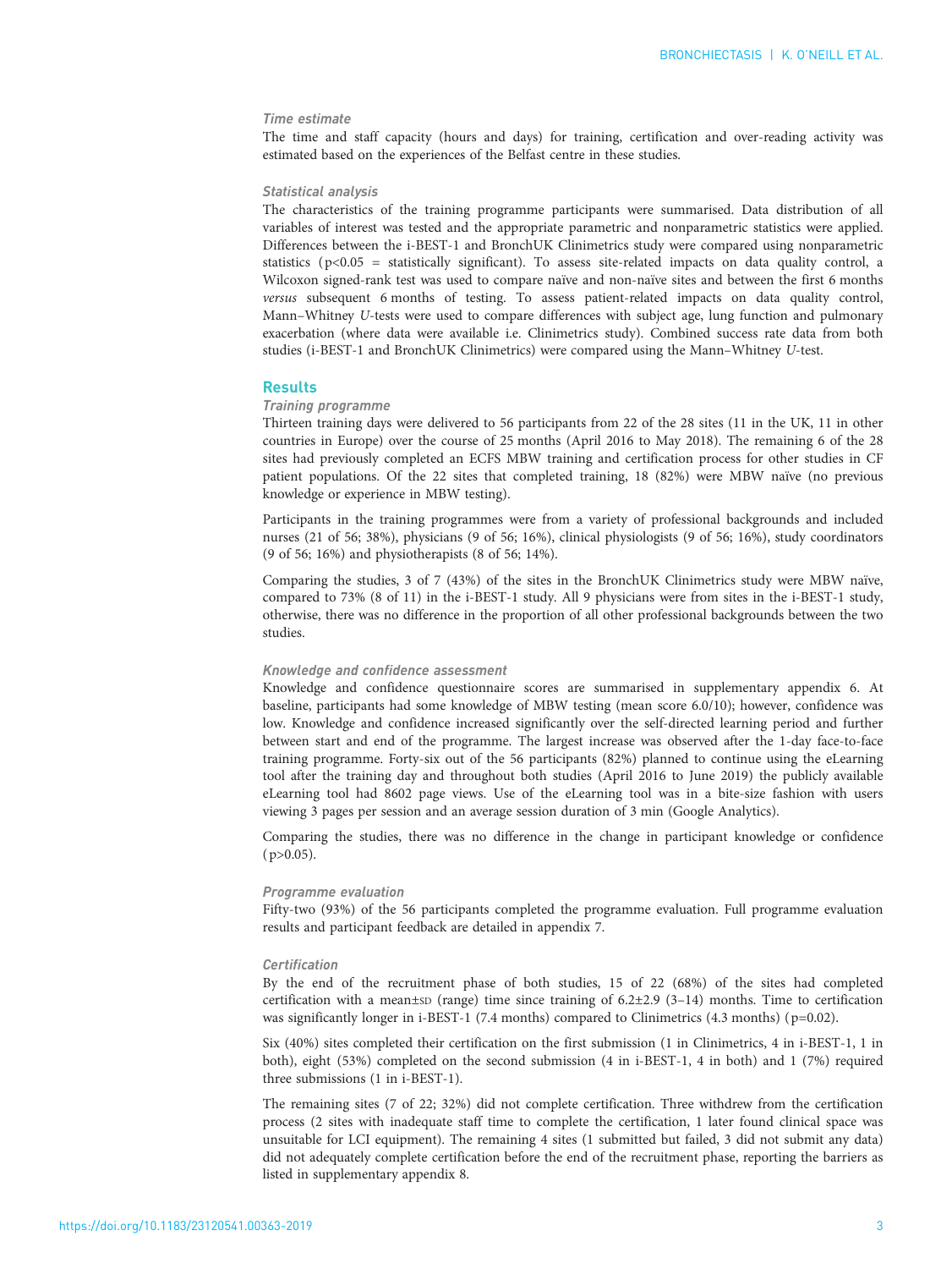### Time estimate

The time and staff capacity (hours and days) for training, certification and over-reading activity was estimated based on the experiences of the Belfast centre in these studies.

### Statistical analysis

The characteristics of the training programme participants were summarised. Data distribution of all variables of interest was tested and the appropriate parametric and nonparametric statistics were applied. Differences between the i-BEST-1 and BronchUK Clinimetrics study were compared using nonparametric statistics ($p<0.05$ = statistically significant). To assess site-related impacts on data quality control, a Wilcoxon signed-rank test was used to compare naïve and non-naïve sites and between the first 6 months *versus* subsequent 6 months of testing. To assess patient-related impacts on data quality control, Mann–Whitney *U*-tests were used to compare differences with subject age, lung function and pulmonary exacerbation (where data were available i.e. Clinimetrics study). Combined success rate data from both studies (i-BEST-1 and BronchUK Clinimetrics) were compared using the Mann–Whitney *U*-test.

## Results

### Training programme

Thirteen training days were delivered to 56 participants from 22 of the 28 sites (11 in the UK, 11 in other countries in Europe) over the course of 25 months (April 2016 to May 2018). The remaining 6 of the 28 sites had previously completed an ECFS MBW training and certification process for other studies in CF patient populations. Of the 22 sites that completed training, 18 (82%) were MBW naïve (no previous knowledge or experience in MBW testing).

Participants in the training programmes were from a variety of professional backgrounds and included nurses (21 of 56; 38%), physicians (9 of 56; 16%), clinical physiologists (9 of 56; 16%), study coordinators (9 of 56; 16%) and physiotherapists (8 of 56; 14%).

Comparing the studies, 3 of 7 (43%) of the sites in the BronchUK Clinimetrics study were MBW naïve, compared to 73% (8 of 11) in the i-BEST-1 study. All 9 physicians were from sites in the i-BEST-1 study, otherwise, there was no difference in the proportion of all other professional backgrounds between the two studies.

### Knowledge and confidence assessment

Knowledge and confidence questionnaire scores are summarised in supplementary appendix 6. At baseline, participants had some knowledge of MBW testing (mean score 6.0/10); however, confidence was low. Knowledge and confidence increased significantly over the self-directed learning period and further between start and end of the programme. The largest increase was observed after the 1-day face-to-face training programme. Forty-six out of the 56 participants (82%) planned to continue using the eLearning tool after the training day and throughout both studies (April 2016 to June 2019) the publicly available eLearning tool had 8602 page views. Use of the eLearning tool was in a bite-size fashion with users viewing 3 pages per session and an average session duration of 3 min (Google Analytics).

Comparing the studies, there was no difference in the change in participant knowledge or confidence ($p>0.05$).

### Programme evaluation

Fifty-two (93%) of the 56 participants completed the programme evaluation. Full programme evaluation results and participant feedback are detailed in appendix 7.

### Certification

By the end of the recruitment phase of both studies, 15 of 22 (68%) of the sites had completed certification with a mean±SD (range) time since training of 6.2±2.9 (3–14) months. Time to certification was significantly longer in i-BEST-1 (7.4 months) compared to Clinimetrics (4.3 months) ($p=0.02$).

Six (40%) sites completed their certification on the first submission (1 in Clinimetrics, 4 in i-BEST-1, 1 in both), eight (53%) completed on the second submission (4 in i-BEST-1, 4 in both) and 1 (7%) required three submissions (1 in i-BEST-1).

The remaining sites (7 of 22; 32%) did not complete certification. Three withdrew from the certification process (2 sites with inadequate staff time to complete the certification, 1 later found clinical space was unsuitable for LCI equipment). The remaining 4 sites (1 submitted but failed, 3 did not submit any data) did not adequately complete certification before the end of the recruitment phase, reporting the barriers as listed in supplementary appendix 8.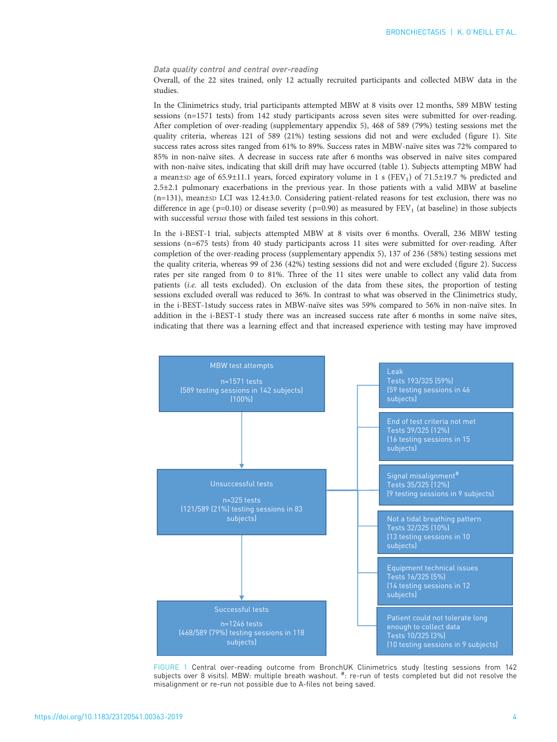### *Data quality control and central over-reading*

Overall, of the 22 sites trained, only 12 actually recruited participants and collected MBW data in the studies.

In the Clinimetrics study, trial participants attempted MBW at 8 visits over 12 months, 589 MBW testing sessions (n=1571 tests) from 142 study participants across seven sites were submitted for over-reading. After completion of over-reading (supplementary appendix 5), 468 of 589 (79%) testing sessions met the quality criteria, whereas 121 of 589 (21%) testing sessions did not and were excluded (figure 1). Site success rates across sites ranged from 61% to 89%. Success rates in MBW-naïve sites was 72% compared to 85% in non-naïve sites. A decrease in success rate after 6 months was observed in naïve sites compared with non-naïve sites, indicating that skill drift may have occurred (table 1). Subjects attempting MBW had a mean±SD age of 65.9±11.1 years, forced expiratory volume in 1 s ($FEV_1$) of 71.5±19.7 % predicted and 2.5±2.1 pulmonary exacerbations in the previous year. In those patients with a valid MBW at baseline (n=131), mean±SD LCI was 12.4±3.0. Considering patient-related reasons for test exclusion, there was no difference in age (p=0.10) or disease severity (p=0.90) as measured by $FEV_1$ (at baseline) in those subjects with successful *versus* those with failed test sessions in this cohort.

In the i-BEST-1 trial, subjects attempted MBW at 8 visits over 6 months. Overall, 236 MBW testing sessions (n=675 tests) from 40 study participants across 11 sites were submitted for over-reading. After completion of the over-reading process (supplementary appendix 5), 137 of 236 (58%) testing sessions met the quality criteria, whereas 99 of 236 (42%) testing sessions did not and were excluded (figure 2). Success rates per site ranged from 0 to 81%. Three of the 11 sites were unable to collect any valid data from patients (*i.e.* all tests excluded). On exclusion of the data from these sites, the proportion of testing sessions excluded overall was reduced to 36%. In contrast to what was observed in the Clinimetrics study, in the i-BEST-1study success rates in MBW-naïve sites was 59% compared to 56% in non-naïve sites. In addition in the i-BEST-1 study there was an increased success rate after 6 months in some naïve sites, indicating that there was a learning effect and that increased experience with testing may have improved

MBW test attempts
n=1571 tests
(589 testing sessions in 142 subjects)
(100%)

Unsuccessful tests
n=325 tests
(121/589 (21%) testing sessions in 83 subjects)

Successful tests
n=1246 tests
(468/589 (79%) testing sessions in 118 subjects)

Leak
Tests 193/325 (59%)
(59 testing sessions in 46 subjects)

End of test criteria not met
Tests 39/325 (12%)
(16 testing sessions in 15 subjects)

Signal misalignment#
Tests 35/325 (12%)
(9 testing sessions in 9 subjects)

Not a tidal breathing pattern
Tests 32/325 (10%)
(13 testing sessions in 10 subjects)

Equipment technical issues
Tests 16/325 (5%)
(14 testing sessions in 12 subjects)

Patient could not tolerate long enough to collect data
Tests 10/325 (3%)
(10 testing sessions in 9 subjects)

FIGURE 1 Central over-reading outcome from BronchUK Clinimetrics study (testing sessions from 142 subjects over 8 visits). MBW: multiple breath washout. #: re-run of tests completed but did not resolve the misalignment or re-run not possible due to A-files not being saved.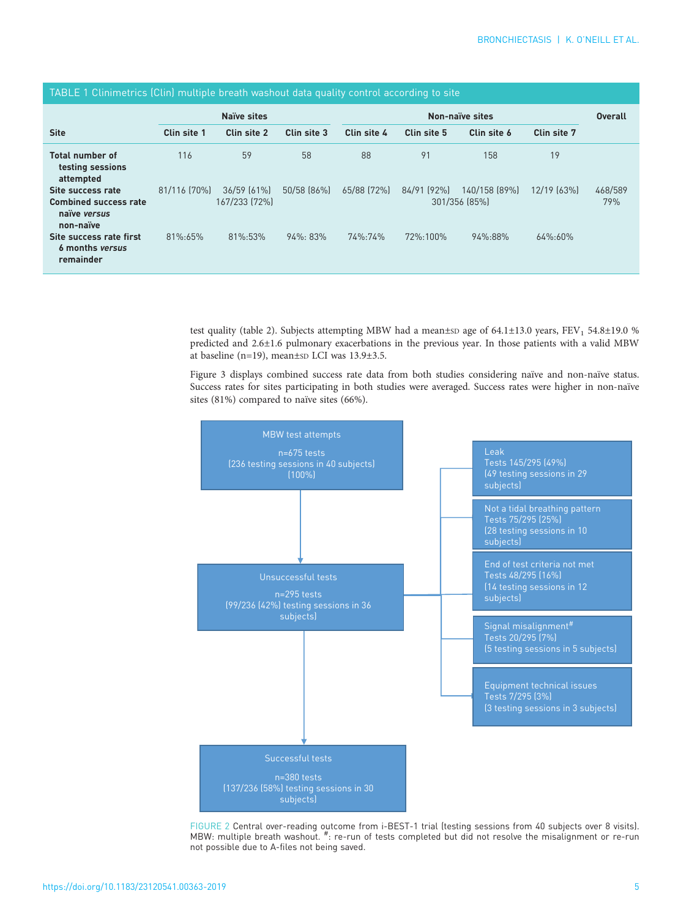TABLE 1 Clinimetrics (Clin) multiple breath washout data quality control according to site

| Site | Naïve sites | | | Non-naïve sites | | | | Overall |
|---|---|---|---|---|---|---|---|---|
| | Clin site 1 | Clin site 2 | Clin site 3 | Clin site 4 | Clin site 5 | Clin site 6 | Clin site 7 | |
| Total number of testing sessions attempted | 116 | 59 | 58 | 88 | 91 | 158 | 19 | |
| Site success rate | 81/116 (70%) | 36/59 (61%) | 50/58 (86%) | 65/88 (72%) | 84/91 (92%) | 140/158 (89%) | 12/19 (63%) | 468/589 79% |
| Combined success rate naïve *versus* non-naïve | | 167/233 (72%) | | | 301/356 (85%) | | | |
| Site success rate first 6 months *versus* remainder | 81%:65% | 81%:53% | 94%: 83% | 74%:74% | 72%:100% | 94%:88% | 64%:60% | |

test quality (table 2). Subjects attempting MBW had a mean±SD age of 64.1±13.0 years, $FEV_1$ 54.8±19.0 % predicted and 2.6±1.6 pulmonary exacerbations in the previous year. In those patients with a valid MBW at baseline (n=19), mean±SD LCI was 13.9±3.5.

Figure 3 displays combined success rate data from both studies considering naïve and non-naïve status. Success rates for sites participating in both studies were averaged. Success rates were higher in non-naïve sites (81%) compared to naïve sites (66%).

MBW test attempts
n=675 tests
(236 testing sessions in 40 subjects)
(100%)

Unsuccessful tests
n=295 tests
(99/236 (42%) testing sessions in 36 subjects)

Leak
Tests 145/295 (49%)
(49 testing sessions in 29 subjects)

Not a tidal breathing pattern
Tests 75/295 (25%)
(28 testing sessions in 10 subjects)

End of test criteria not met
Tests 48/295 (16%)
(14 testing sessions in 12 subjects)

Signal misalignment#
Tests 20/295 (7%)
(5 testing sessions in 5 subjects)

Equipment technical issues
Tests 7/295 (3%)
(3 testing sessions in 3 subjects)

Successful tests
n=380 tests
(137/236 (58%) testing sessions in 30 subjects)

FIGURE 2 Central over-reading outcome from i-BEST-1 trial (testing sessions from 40 subjects over 8 visits). MBW: multiple breath washout. #: re-run of tests completed but did not resolve the misalignment or re-run not possible due to A-files not being saved.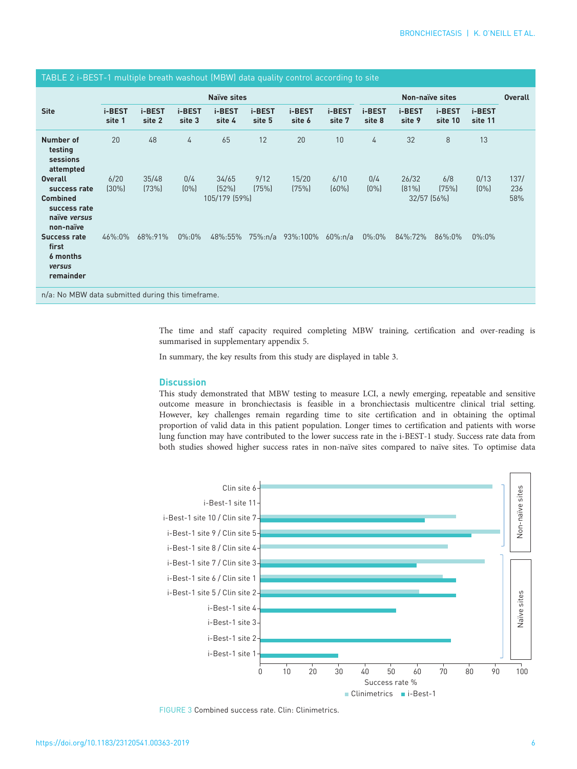TABLE 2 i-BEST-1 multiple breath washout (MBW) data quality control according to site

| Site | Naïve sites | | | | | | | Non-naïve sites | | | | Overall |
|---|---|---|---|---|---|---|---|---|---|---|---|---|
| | i-BEST site 1 | i-BEST site 2 | i-BEST site 3 | i-BEST site 4 | i-BEST site 5 | i-BEST site 6 | i-BEST site 7 | i-BEST site 8 | i-BEST site 9 | i-BEST site 10 | i-BEST site 11 | |
| Number of testing sessions attempted | 20 | 48 | 4 | 65 | 12 | 20 | 10 | 4 | 32 | 8 | 13 | |
| Overall success rate | 6/20 (30%) | 35/48 (73%) | 0/4 (0%) | 34/65 (52%) | 9/12 (75%) | 15/20 (75%) | 6/10 (60%) | 0/4 (0%) | 26/32 (81%) | 6/8 (75%) | 0/13 (0%) | 137/236 58% |
| Combined success rate naïve *versus* non-naïve | 105/179 (59%) | | | | | | | 32/57 (56%) | | | | |
| Success rate first 6 months *versus* remainder | 46%:0% | 68%:91% | 0%:0% | 48%:55% | 75%:n/a | 93%:100% | 60%:n/a | 0%:0% | 84%:72% | 86%:0% | 0%:0% | |

n/a: No MBW data submitted during this timeframe.

The time and staff capacity required completing MBW training, certification and over-reading is summarised in supplementary appendix 5.

In summary, the key results from this study are displayed in table 3.

## Discussion

This study demonstrated that MBW testing to measure LCI, a newly emerging, repeatable and sensitive outcome measure in bronchiectasis is feasible in a bronchiectasis multicentre clinical trial setting. However, key challenges remain regarding time to site certification and in obtaining the optimal proportion of valid data in this patient population. Longer times to certification and patients with worse lung function may have contributed to the lower success rate in the i-BEST-1 study. Success rate data from both studies showed higher success rates in non-naïve sites compared to naïve sites. To optimise data

FIGURE 3 Combined success rate. Clin: Clinimetrics.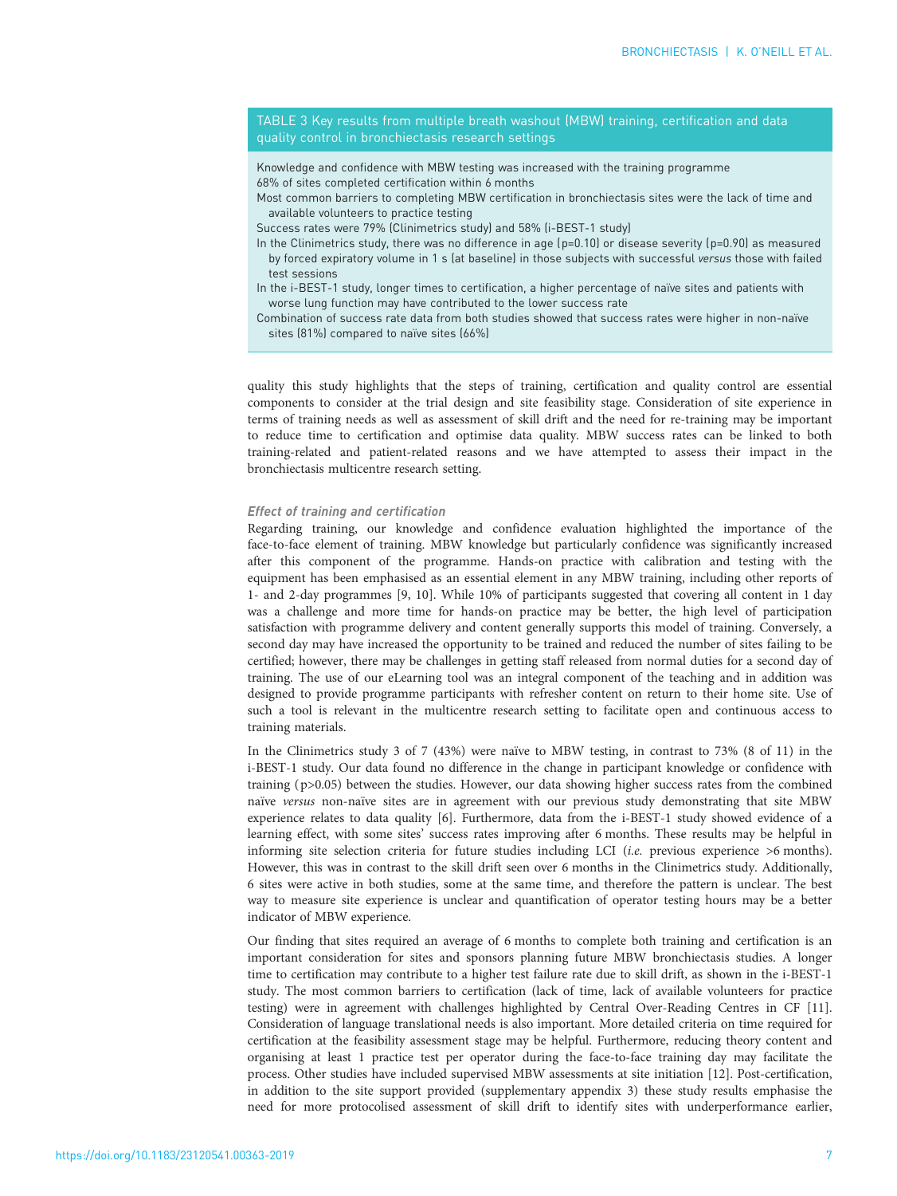**TABLE 3 Key results from multiple breath washout (MBW) training, certification and data quality control in bronchiectasis research settings**

- Knowledge and confidence with MBW testing was increased with the training programme
- 68% of sites completed certification within 6 months
- Most common barriers to completing MBW certification in bronchiectasis sites were the lack of time and available volunteers to practice testing
- Success rates were 79% (Clinimetrics study) and 58% (i-BEST-1 study)
- In the Clinimetrics study, there was no difference in age ($p=0.10$) or disease severity ($p=0.90$) as measured by forced expiratory volume in 1 s (at baseline) in those subjects with successful *versus* those with failed test sessions
- In the i-BEST-1 study, longer times to certification, a higher percentage of naïve sites and patients with worse lung function may have contributed to the lower success rate
- Combination of success rate data from both studies showed that success rates were higher in non-naïve sites (81%) compared to naïve sites (66%)

quality this study highlights that the steps of training, certification and quality control are essential components to consider at the trial design and site feasibility stage. Consideration of site experience in terms of training needs as well as assessment of skill drift and the need for re-training may be important to reduce time to certification and optimise data quality. MBW success rates can be linked to both training-related and patient-related reasons and we have attempted to assess their impact in the bronchiectasis multicentre research setting.

### Effect of training and certification

Regarding training, our knowledge and confidence evaluation highlighted the importance of the face-to-face element of training. MBW knowledge but particularly confidence was significantly increased after this component of the programme. Hands-on practice with calibration and testing with the equipment has been emphasised as an essential element in any MBW training, including other reports of 1- and 2-day programmes [9, 10]. While 10% of participants suggested that covering all content in 1 day was a challenge and more time for hands-on practice may be better, the high level of participation satisfaction with programme delivery and content generally supports this model of training. Conversely, a second day may have increased the opportunity to be trained and reduced the number of sites failing to be certified; however, there may be challenges in getting staff released from normal duties for a second day of training. The use of our eLearning tool was an integral component of the teaching and in addition was designed to provide programme participants with refresher content on return to their home site. Use of such a tool is relevant in the multicentre research setting to facilitate open and continuous access to training materials.

In the Clinimetrics study 3 of 7 (43%) were naïve to MBW testing, in contrast to 73% (8 of 11) in the i-BEST-1 study. Our data found no difference in the change in participant knowledge or confidence with training ($p>0.05$) between the studies. However, our data showing higher success rates from the combined naïve *versus* non-naïve sites are in agreement with our previous study demonstrating that site MBW experience relates to data quality [6]. Furthermore, data from the i-BEST-1 study showed evidence of a learning effect, with some sites' success rates improving after 6 months. These results may be helpful in informing site selection criteria for future studies including LCI (*i.e.* previous experience >6 months). However, this was in contrast to the skill drift seen over 6 months in the Clinimetrics study. Additionally, 6 sites were active in both studies, some at the same time, and therefore the pattern is unclear. The best way to measure site experience is unclear and quantification of operator testing hours may be a better indicator of MBW experience.

Our finding that sites required an average of 6 months to complete both training and certification is an important consideration for sites and sponsors planning future MBW bronchiectasis studies. A longer time to certification may contribute to a higher test failure rate due to skill drift, as shown in the i-BEST-1 study. The most common barriers to certification (lack of time, lack of available volunteers for practice testing) were in agreement with challenges highlighted by Central Over-Reading Centres in CF [11]. Consideration of language translational needs is also important. More detailed criteria on time required for certification at the feasibility assessment stage may be helpful. Furthermore, reducing theory content and organising at least 1 practice test per operator during the face-to-face training day may facilitate the process. Other studies have included supervised MBW assessments at site initiation [12]. Post-certification, in addition to the site support provided (supplementary appendix 3) these study results emphasise the need for more protocolised assessment of skill drift to identify sites with underperformance earlier,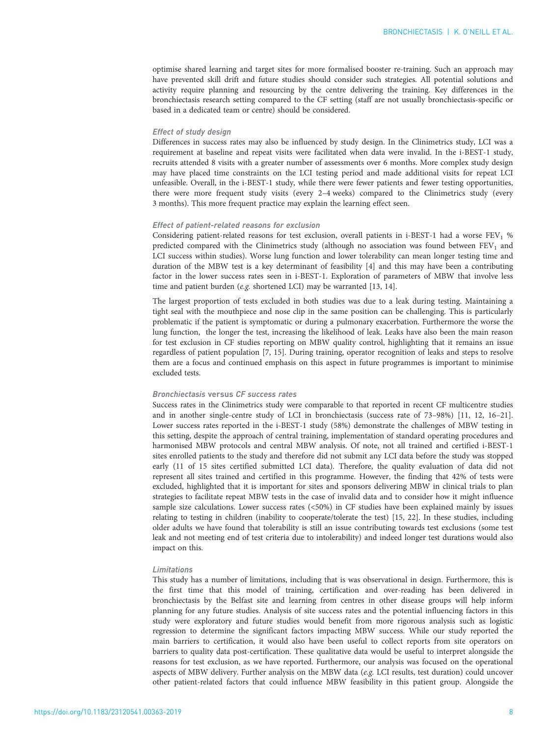optimise shared learning and target sites for more formalised booster re-training. Such an approach may have prevented skill drift and future studies should consider such strategies. All potential solutions and activity require planning and resourcing by the centre delivering the training. Key differences in the bronchiectasis research setting compared to the CF setting (staff are not usually bronchiectasis-specific or based in a dedicated team or centre) should be considered.

### Effect of study design

Differences in success rates may also be influenced by study design. In the Clinimetrics study, LCI was a requirement at baseline and repeat visits were facilitated when data were invalid. In the i-BEST-1 study, recruits attended 8 visits with a greater number of assessments over 6 months. More complex study design may have placed time constraints on the LCI testing period and made additional visits for repeat LCI unfeasible. Overall, in the i-BEST-1 study, while there were fewer patients and fewer testing opportunities, there were more frequent study visits (every 2–4 weeks) compared to the Clinimetrics study (every 3 months). This more frequent practice may explain the learning effect seen.

### Effect of patient-related reasons for exclusion

Considering patient-related reasons for test exclusion, overall patients in i-BEST-1 had a worse $FEV_1$ % predicted compared with the Clinimetrics study (although no association was found between $FEV_1$ and LCI success within studies). Worse lung function and lower tolerability can mean longer testing time and duration of the MBW test is a key determinant of feasibility [4] and this may have been a contributing factor in the lower success rates seen in i-BEST-1. Exploration of parameters of MBW that involve less time and patient burden (*e.g.* shortened LCI) may be warranted [13, 14].

The largest proportion of tests excluded in both studies was due to a leak during testing. Maintaining a tight seal with the mouthpiece and nose clip in the same position can be challenging. This is particularly problematic if the patient is symptomatic or during a pulmonary exacerbation. Furthermore the worse the lung function, the longer the test, increasing the likelihood of leak. Leaks have also been the main reason for test exclusion in CF studies reporting on MBW quality control, highlighting that it remains an issue regardless of patient population [7, 15]. During training, operator recognition of leaks and steps to resolve them are a focus and continued emphasis on this aspect in future programmes is important to minimise excluded tests.

### *Bronchiectasis* versus *CF success rates*

Success rates in the Clinimetrics study were comparable to that reported in recent CF multicentre studies and in another single-centre study of LCI in bronchiectasis (success rate of 73–98%) [11, 12, 16–21]. Lower success rates reported in the i-BEST-1 study (58%) demonstrate the challenges of MBW testing in this setting, despite the approach of central training, implementation of standard operating procedures and harmonised MBW protocols and central MBW analysis. Of note, not all trained and certified i-BEST-1 sites enrolled patients to the study and therefore did not submit any LCI data before the study was stopped early (11 of 15 sites certified submitted LCI data). Therefore, the quality evaluation of data did not represent all sites trained and certified in this programme. However, the finding that 42% of tests were excluded, highlighted that it is important for sites and sponsors delivering MBW in clinical trials to plan strategies to facilitate repeat MBW tests in the case of invalid data and to consider how it might influence sample size calculations. Lower success rates (<50%) in CF studies have been explained mainly by issues relating to testing in children (inability to cooperate/tolerate the test) [15, 22]. In these studies, including older adults we have found that tolerability is still an issue contributing towards test exclusions (some test leak and not meeting end of test criteria due to intolerability) and indeed longer test durations would also impact on this.

### Limitations

This study has a number of limitations, including that is was observational in design. Furthermore, this is the first time that this model of training, certification and over-reading has been delivered in bronchiectasis by the Belfast site and learning from centres in other disease groups will help inform planning for any future studies. Analysis of site success rates and the potential influencing factors in this study were exploratory and future studies would benefit from more rigorous analysis such as logistic regression to determine the significant factors impacting MBW success. While our study reported the main barriers to certification, it would also have been useful to collect reports from site operators on barriers to quality data post-certification. These qualitative data would be useful to interpret alongside the reasons for test exclusion, as we have reported. Furthermore, our analysis was focused on the operational aspects of MBW delivery. Further analysis on the MBW data (*e.g.* LCI results, test duration) could uncover other patient-related factors that could influence MBW feasibility in this patient group. Alongside the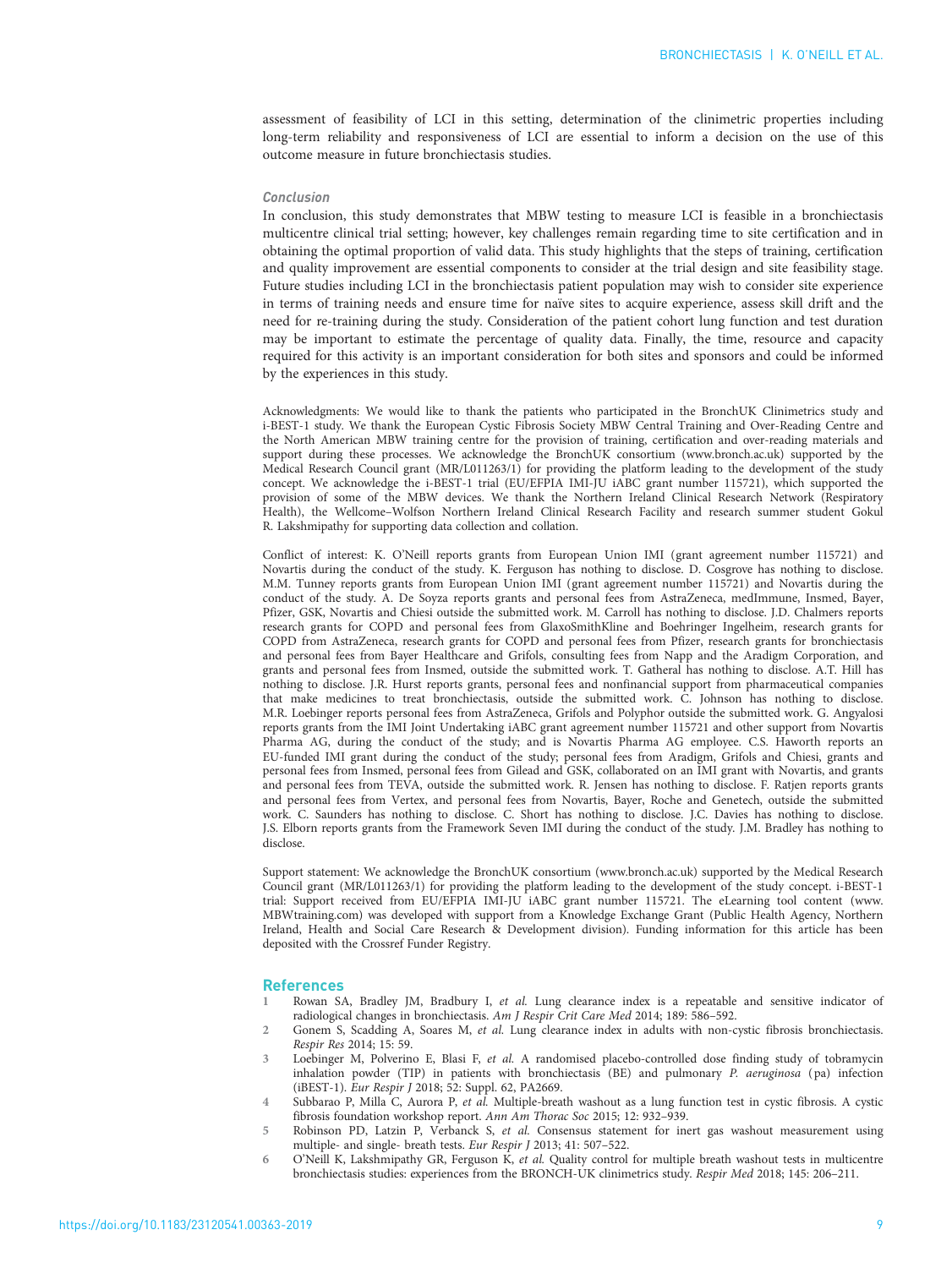assessment of feasibility of LCI in this setting, determination of the clinimetric properties including long-term reliability and responsiveness of LCI are essential to inform a decision on the use of this outcome measure in future bronchiectasis studies.

### Conclusion

In conclusion, this study demonstrates that MBW testing to measure LCI is feasible in a bronchiectasis multicentre clinical trial setting; however, key challenges remain regarding time to site certification and in obtaining the optimal proportion of valid data. This study highlights that the steps of training, certification and quality improvement are essential components to consider at the trial design and site feasibility stage. Future studies including LCI in the bronchiectasis patient population may wish to consider site experience in terms of training needs and ensure time for naïve sites to acquire experience, assess skill drift and the need for re-training during the study. Consideration of the patient cohort lung function and test duration may be important to estimate the percentage of quality data. Finally, the time, resource and capacity required for this activity is an important consideration for both sites and sponsors and could be informed by the experiences in this study.

Acknowledgments: We would like to thank the patients who participated in the BronchUK Clinimetrics study and i-BEST-1 study. We thank the European Cystic Fibrosis Society MBW Central Training and Over-Reading Centre and the North American MBW training centre for the provision of training, certification and over-reading materials and support during these processes. We acknowledge the BronchUK consortium (www.bronch.ac.uk) supported by the Medical Research Council grant (MR/L011263/1) for providing the platform leading to the development of the study concept. We acknowledge the i-BEST-1 trial (EU/EFPIA IMI-JU iABC grant number 115721), which supported the provision of some of the MBW devices. We thank the Northern Ireland Clinical Research Network (Respiratory Health), the Wellcome–Wolfson Northern Ireland Clinical Research Facility and research summer student Gokul R. Lakshmipathy for supporting data collection and collation.

Conflict of interest: K. O'Neill reports grants from European Union IMI (grant agreement number 115721) and Novartis during the conduct of the study. K. Ferguson has nothing to disclose. D. Cosgrove has nothing to disclose. M.M. Tunney reports grants from European Union IMI (grant agreement number 115721) and Novartis during the conduct of the study. A. De Soyza reports grants and personal fees from AstraZeneca, medImmune, Insmed, Bayer, Pfizer, GSK, Novartis and Chiesi outside the submitted work. M. Carroll has nothing to disclose. J.D. Chalmers reports research grants for COPD and personal fees from GlaxoSmithKline and Boehringer Ingelheim, research grants for COPD from AstraZeneca, research grants for COPD and personal fees from Pfizer, research grants for bronchiectasis and personal fees from Bayer Healthcare and Grifols, consulting fees from Napp and the Aradigm Corporation, and grants and personal fees from Insmed, outside the submitted work. T. Gatheral has nothing to disclose. A.T. Hill has nothing to disclose. J.R. Hurst reports grants, personal fees and nonfinancial support from pharmaceutical companies that make medicines to treat bronchiectasis, outside the submitted work. C. Johnson has nothing to disclose. M.R. Loebinger reports personal fees from AstraZeneca, Grifols and Polyphor outside the submitted work. G. Angyalosi reports grants from the IMI Joint Undertaking iABC grant agreement number 115721 and other support from Novartis Pharma AG, during the conduct of the study; and is Novartis Pharma AG employee. C.S. Haworth reports an EU-funded IMI grant during the conduct of the study; personal fees from Aradigm, Grifols and Chiesi, grants and personal fees from Insmed, personal fees from Gilead and GSK, collaborated on an IMI grant with Novartis, and grants and personal fees from TEVA, outside the submitted work. R. Jensen has nothing to disclose. F. Ratjen reports grants and personal fees from Vertex, and personal fees from Novartis, Bayer, Roche and Genetech, outside the submitted work. C. Saunders has nothing to disclose. C. Short has nothing to disclose. J.C. Davies has nothing to disclose. J.S. Elborn reports grants from the Framework Seven IMI during the conduct of the study. J.M. Bradley has nothing to disclose.

Support statement: We acknowledge the BronchUK consortium (www.bronch.ac.uk) supported by the Medical Research Council grant (MR/L011263/1) for providing the platform leading to the development of the study concept. i-BEST-1 trial: Support received from EU/EFPIA IMI-JU iABC grant number 115721. The eLearning tool content (www.MBWtraining.com) was developed with support from a Knowledge Exchange Grant (Public Health Agency, Northern Ireland, Health and Social Care Research & Development division). Funding information for this article has been deposited with the Crossref Funder Registry.

## References

1. Rowan SA, Bradley JM, Bradbury I, *et al.* Lung clearance index is a repeatable and sensitive indicator of radiological changes in bronchiectasis. *Am J Respir Crit Care Med* 2014; 189: 586–592.
2. Gonem S, Scadding A, Soares M, *et al.* Lung clearance index in adults with non-cystic fibrosis bronchiectasis. *Respir Res* 2014; 15: 59.
3. Loebinger M, Polverino E, Blasi F, *et al.* A randomised placebo-controlled dose finding study of tobramycin inhalation powder (TIP) in patients with bronchiectasis (BE) and pulmonary *P. aeruginosa* (pa) infection (iBEST-1). *Eur Respir J* 2018; 52: Suppl. 62, PA2669.
4. Subbarao P, Milla C, Aurora P, *et al.* Multiple-breath washout as a lung function test in cystic fibrosis. A cystic fibrosis foundation workshop report. *Ann Am Thorac Soc* 2015; 12: 932–939.
5. Robinson PD, Latzin P, Verbanck S, *et al.* Consensus statement for inert gas washout measurement using multiple- and single- breath tests. *Eur Respir J* 2013; 41: 507–522.
6. O'Neill K, Lakshmipathy GR, Ferguson K, *et al.* Quality control for multiple breath washout tests in multicentre bronchiectasis studies: experiences from the BRONCH-UK clinimetrics study. *Respir Med* 2018; 145: 206–211.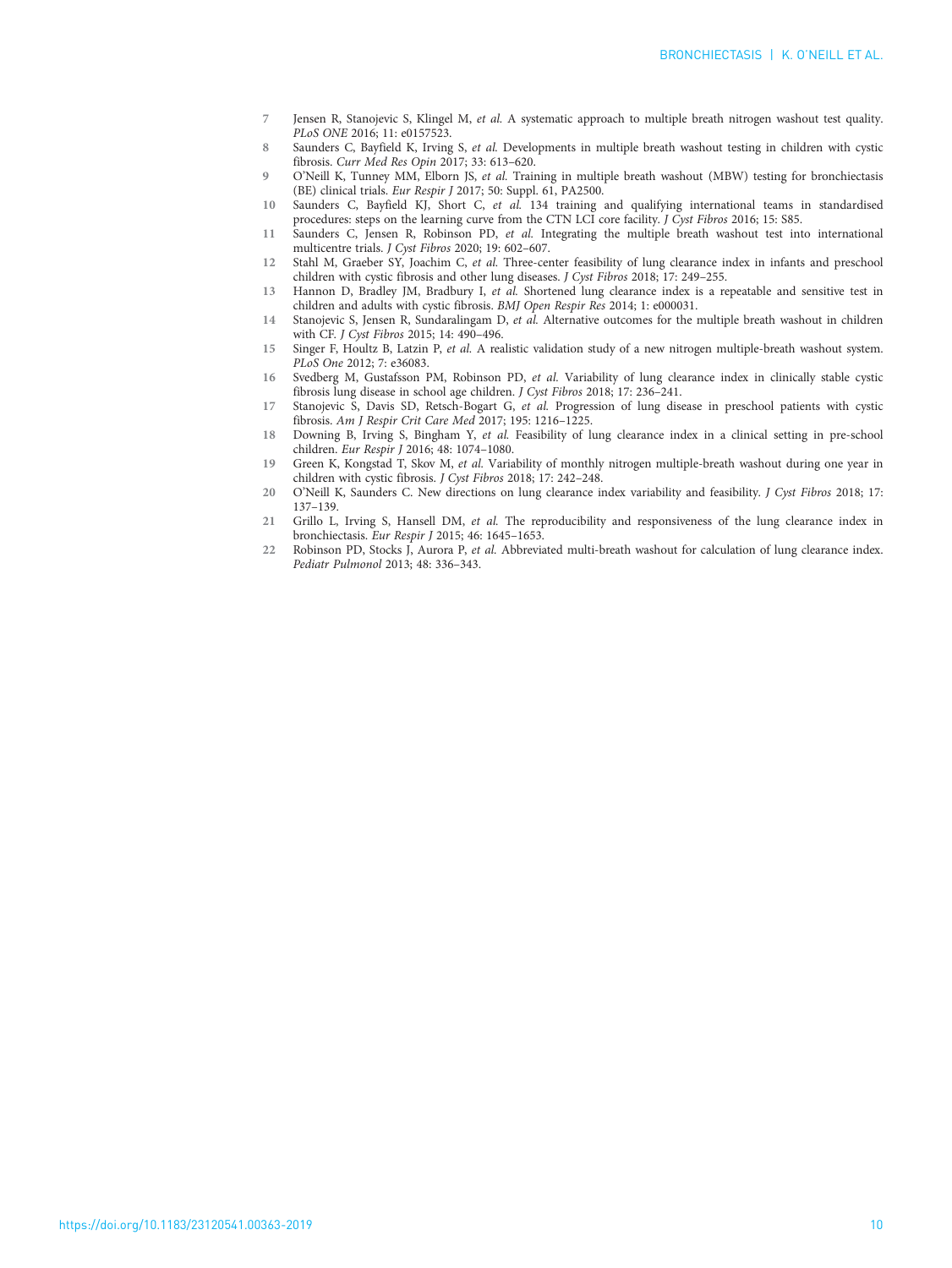7. Jensen R, Stanojevic S, Klingel M, *et al.* A systematic approach to multiple breath nitrogen washout test quality. *PLoS ONE* 2016; 11: e0157523.
8. Saunders C, Bayfield K, Irving S, *et al.* Developments in multiple breath washout testing in children with cystic fibrosis. *Curr Med Res Opin* 2017; 33: 613–620.
9. O'Neill K, Tunney MM, Elborn JS, *et al.* Training in multiple breath washout (MBW) testing for bronchiectasis (BE) clinical trials. *Eur Respir J* 2017; 50: Suppl. 61, PA2500.
10. Saunders C, Bayfield KJ, Short C, *et al.* 134 training and qualifying international teams in standardised procedures: steps on the learning curve from the CTN LCI core facility. *J Cyst Fibros* 2016; 15: S85.
11. Saunders C, Jensen R, Robinson PD, *et al.* Integrating the multiple breath washout test into international multicentre trials. *J Cyst Fibros* 2020; 19: 602–607.
12. Stahl M, Graeber SY, Joachim C, *et al.* Three-center feasibility of lung clearance index in infants and preschool children with cystic fibrosis and other lung diseases. *J Cyst Fibros* 2018; 17: 249–255.
13. Hannon D, Bradley JM, Bradbury I, *et al.* Shortened lung clearance index is a repeatable and sensitive test in children and adults with cystic fibrosis. *BMJ Open Respir Res* 2014; 1: e000031.
14. Stanojevic S, Jensen R, Sundaralingam D, *et al.* Alternative outcomes for the multiple breath washout in children with CF. *J Cyst Fibros* 2015; 14: 490–496.
15. Singer F, Houltz B, Latzin P, *et al.* A realistic validation study of a new nitrogen multiple-breath washout system. *PLoS One* 2012; 7: e36083.
16. Svedberg M, Gustafsson PM, Robinson PD, *et al.* Variability of lung clearance index in clinically stable cystic fibrosis lung disease in school age children. *J Cyst Fibros* 2018; 17: 236–241.
17. Stanojevic S, Davis SD, Retsch-Bogart G, *et al.* Progression of lung disease in preschool patients with cystic fibrosis. *Am J Respir Crit Care Med* 2017; 195: 1216–1225.
18. Downing B, Irving S, Bingham Y, *et al.* Feasibility of lung clearance index in a clinical setting in pre-school children. *Eur Respir J* 2016; 48: 1074–1080.
19. Green K, Kongstad T, Skov M, *et al.* Variability of monthly nitrogen multiple-breath washout during one year in children with cystic fibrosis. *J Cyst Fibros* 2018; 17: 242–248.
20. O'Neill K, Saunders C. New directions on lung clearance index variability and feasibility. *J Cyst Fibros* 2018; 17: 137–139.
21. Grillo L, Irving S, Hansell DM, *et al.* The reproducibility and responsiveness of the lung clearance index in bronchiectasis. *Eur Respir J* 2015; 46: 1645–1653.
22. Robinson PD, Stocks J, Aurora P, *et al.* Abbreviated multi-breath washout for calculation of lung clearance index. *Pediatr Pulmonol* 2013; 48: 336–343.